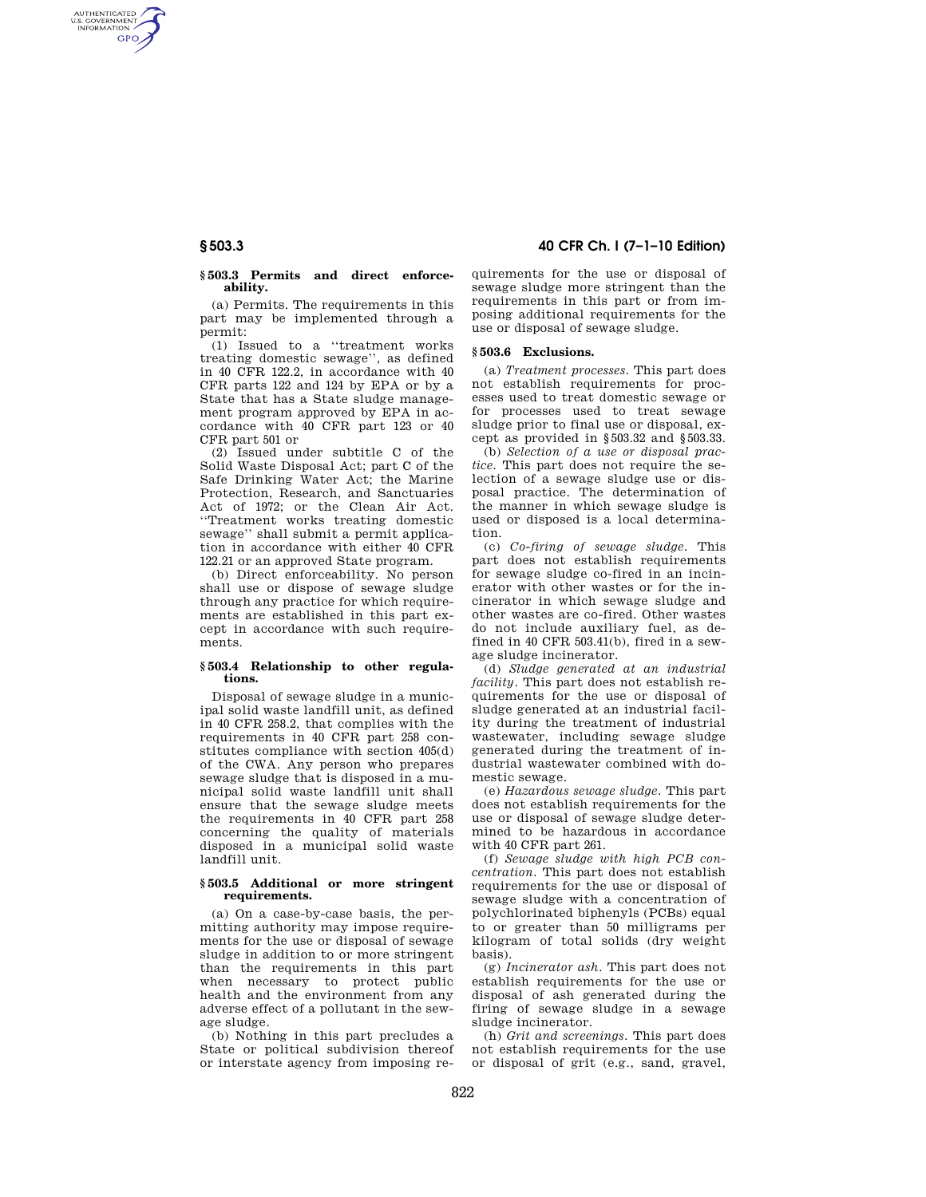### § 503.3 Permits and direct enforceability.

(a) Permits. The requirements in this part may be implemented through a permit:

(1) Issued to a ''treatment works treating domestic sewage'', as defined in 40 CFR 122.2, in accordance with 40 CFR parts 122 and 124 by EPA or by a State that has a State sludge management program approved by EPA in accordance with 40 CFR part 123 or 40 CFR part 501 or

(2) Issued under subtitle C of the Solid Waste Disposal Act; part C of the Safe Drinking Water Act; the Marine Protection, Research, and Sanctuaries Act of 1972; or the Clean Air Act. ''Treatment works treating domestic sewage'' shall submit a permit application in accordance with either 40 CFR 122.21 or an approved State program.

(b) Direct enforceability. No person shall use or dispose of sewage sludge through any practice for which requirements are established in this part except in accordance with such requirements.

### § 503.4 Relationship to other regulations.

Disposal of sewage sludge in a municipal solid waste landfill unit, as defined in 40 CFR 258.2, that complies with the requirements in 40 CFR part 258 constitutes compliance with section 405(d) of the CWA. Any person who prepares sewage sludge that is disposed in a municipal solid waste landfill unit shall ensure that the sewage sludge meets the requirements in 40 CFR part 258 concerning the quality of materials disposed in a municipal solid waste landfill unit.

### § 503.5 Additional or more stringent requirements.

(a) On a case-by-case basis, the permitting authority may impose requirements for the use or disposal of sewage sludge in addition to or more stringent than the requirements in this part when necessary to protect public health and the environment from any adverse effect of a pollutant in the sewage sludge.

(b) Nothing in this part precludes a State or political subdivision thereof or interstate agency from imposing requirements for the use or disposal of sewage sludge more stringent than the requirements in this part or from imposing additional requirements for the use or disposal of sewage sludge.

### § 503.6 Exclusions.

(a) *Treatment processes.* This part does not establish requirements for processes used to treat domestic sewage or for processes used to treat sewage sludge prior to final use or disposal, except as provided in § 503.32 and § 503.33.

(b) *Selection of a use or disposal practice.* This part does not require the selection of a sewage sludge use or disposal practice. The determination of the manner in which sewage sludge is used or disposed is a local determination.

(c) *Co-firing of sewage sludge.* This part does not establish requirements for sewage sludge co-fired in an incinerator with other wastes or for the incinerator in which sewage sludge and other wastes are co-fired. Other wastes do not include auxiliary fuel, as defined in 40 CFR 503.41(b), fired in a sewage sludge incinerator.

(d) *Sludge generated at an industrial facility.* This part does not establish requirements for the use or disposal of sludge generated at an industrial facility during the treatment of industrial wastewater, including sewage sludge generated during the treatment of industrial wastewater combined with domestic sewage.

(e) *Hazardous sewage sludge.* This part does not establish requirements for the use or disposal of sewage sludge determined to be hazardous in accordance with 40 CFR part 261.

(f) *Sewage sludge with high PCB concentration.* This part does not establish requirements for the use or disposal of sewage sludge with a concentration of polychlorinated biphenyls (PCBs) equal to or greater than 50 milligrams per kilogram of total solids (dry weight basis).

(g) *Incinerator ash.* This part does not establish requirements for the use or disposal of ash generated during the firing of sewage sludge in a sewage sludge incinerator.

(h) *Grit and screenings.* This part does not establish requirements for the use or disposal of grit (e.g., sand, gravel,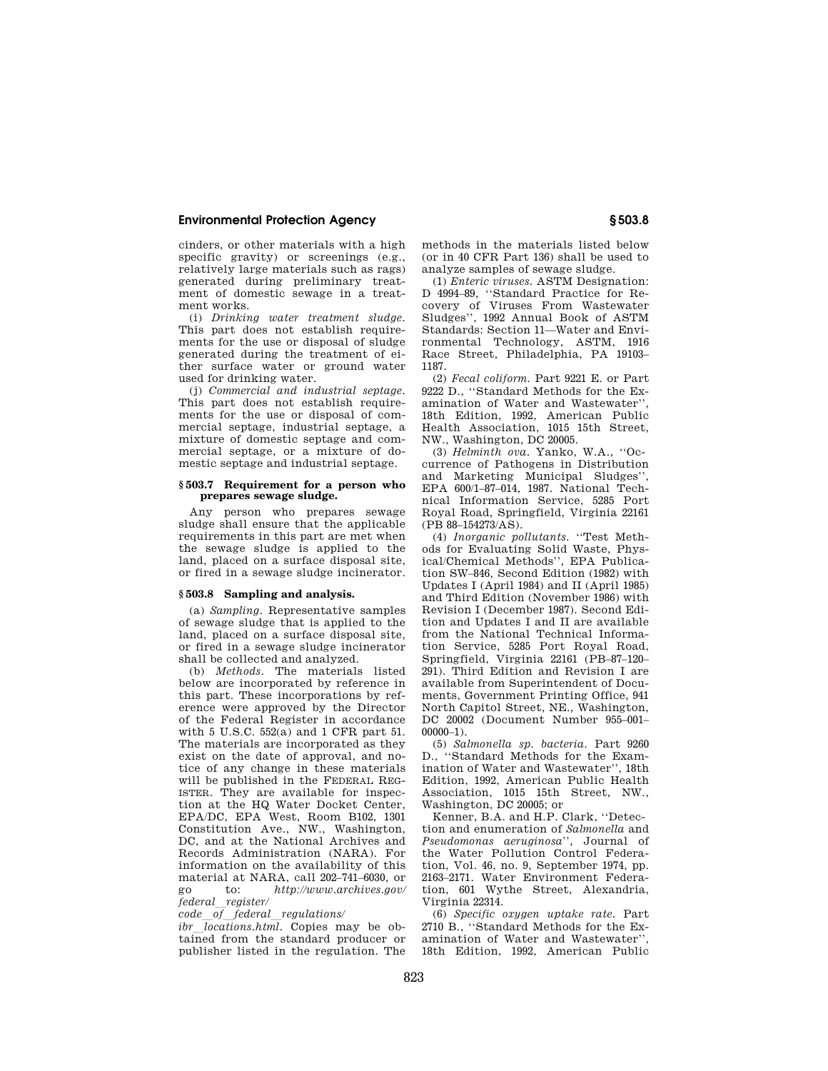cinders, or other materials with a high specific gravity) or screenings (e.g., relatively large materials such as rags) generated during preliminary treatment of domestic sewage in a treatment works.

(i) *Drinking water treatment sludge.* This part does not establish requirements for the use or disposal of sludge generated during the treatment of either surface water or ground water used for drinking water.

(j) *Commercial and industrial septage.* This part does not establish requirements for the use or disposal of commercial septage, industrial septage, a mixture of domestic septage and commercial septage, or a mixture of domestic septage and industrial septage.

### § 503.7 Requirement for a person who prepares sewage sludge.

Any person who prepares sewage sludge shall ensure that the applicable requirements in this part are met when the sewage sludge is applied to the land, placed on a surface disposal site, or fired in a sewage sludge incinerator.

### § 503.8 Sampling and analysis.

(a) *Sampling.* Representative samples of sewage sludge that is applied to the land, placed on a surface disposal site, or fired in a sewage sludge incinerator shall be collected and analyzed.

(b) *Methods.* The materials listed below are incorporated by reference in this part. These incorporations by reference were approved by the Director of the Federal Register in accordance with 5 U.S.C. 552(a) and 1 CFR part 51. The materials are incorporated as they exist on the date of approval, and notice of any change in these materials will be published in the FEDERAL REGISTER. They are available for inspection at the HQ Water Docket Center, EPA/DC, EPA West, Room B102, 1301 Constitution Ave., NW., Washington, DC, and at the National Archives and Records Administration (NARA). For information on the availability of this material at NARA, call 202–741–6030, or go to: *http://www.archives.gov/federal_register/code_of_federal_regulations/ibr_locations.html*. Copies may be obtained from the standard producer or publisher listed in the regulation. The methods in the materials listed below (or in 40 CFR Part 136) shall be used to analyze samples of sewage sludge.

(1) *Enteric viruses.* ASTM Designation: D 4994–89, ''Standard Practice for Recovery of Viruses From Wastewater Sludges'', 1992 Annual Book of ASTM Standards: Section 11—Water and Environmental Technology, ASTM, 1916 Race Street, Philadelphia, PA 19103–1187.

(2) *Fecal coliform.* Part 9221 E. or Part 9222 D., ''Standard Methods for the Examination of Water and Wastewater'', 18th Edition, 1992, American Public Health Association, 1015 15th Street, NW., Washington, DC 20005.

(3) *Helminth ova.* Yanko, W.A., ''Occurrence of Pathogens in Distribution and Marketing Municipal Sludges'', EPA 600/1–87–014, 1987. National Technical Information Service, 5285 Port Royal Road, Springfield, Virginia 22161 (PB 88–154273/AS).

(4) *Inorganic pollutants.* ''Test Methods for Evaluating Solid Waste, Physical/Chemical Methods'', EPA Publication SW–846, Second Edition (1982) with Updates I (April 1984) and II (April 1985) and Third Edition (November 1986) with Revision I (December 1987). Second Edition and Updates I and II are available from the National Technical Information Service, 5285 Port Royal Road, Springfield, Virginia 22161 (PB–87–120–291). Third Edition and Revision I are available from Superintendent of Documents, Government Printing Office, 941 North Capitol Street, NE., Washington, DC 20002 (Document Number 955–001–00000–1).

(5) *Salmonella sp. bacteria.* Part 9260 D., ''Standard Methods for the Examination of Water and Wastewater'', 18th Edition, 1992, American Public Health Association, 1015 15th Street, NW., Washington, DC 20005; or

Kenner, B.A. and H.P. Clark, ''Detection and enumeration of *Salmonella* and *Pseudomonas aeruginosa*'', Journal of the Water Pollution Control Federation, Vol. 46, no. 9, September 1974, pp. 2163–2171. Water Environment Federation, 601 Wythe Street, Alexandria, Virginia 22314.

(6) *Specific oxygen uptake rate.* Part 2710 B., ''Standard Methods for the Examination of Water and Wastewater'', 18th Edition, 1992, American Public